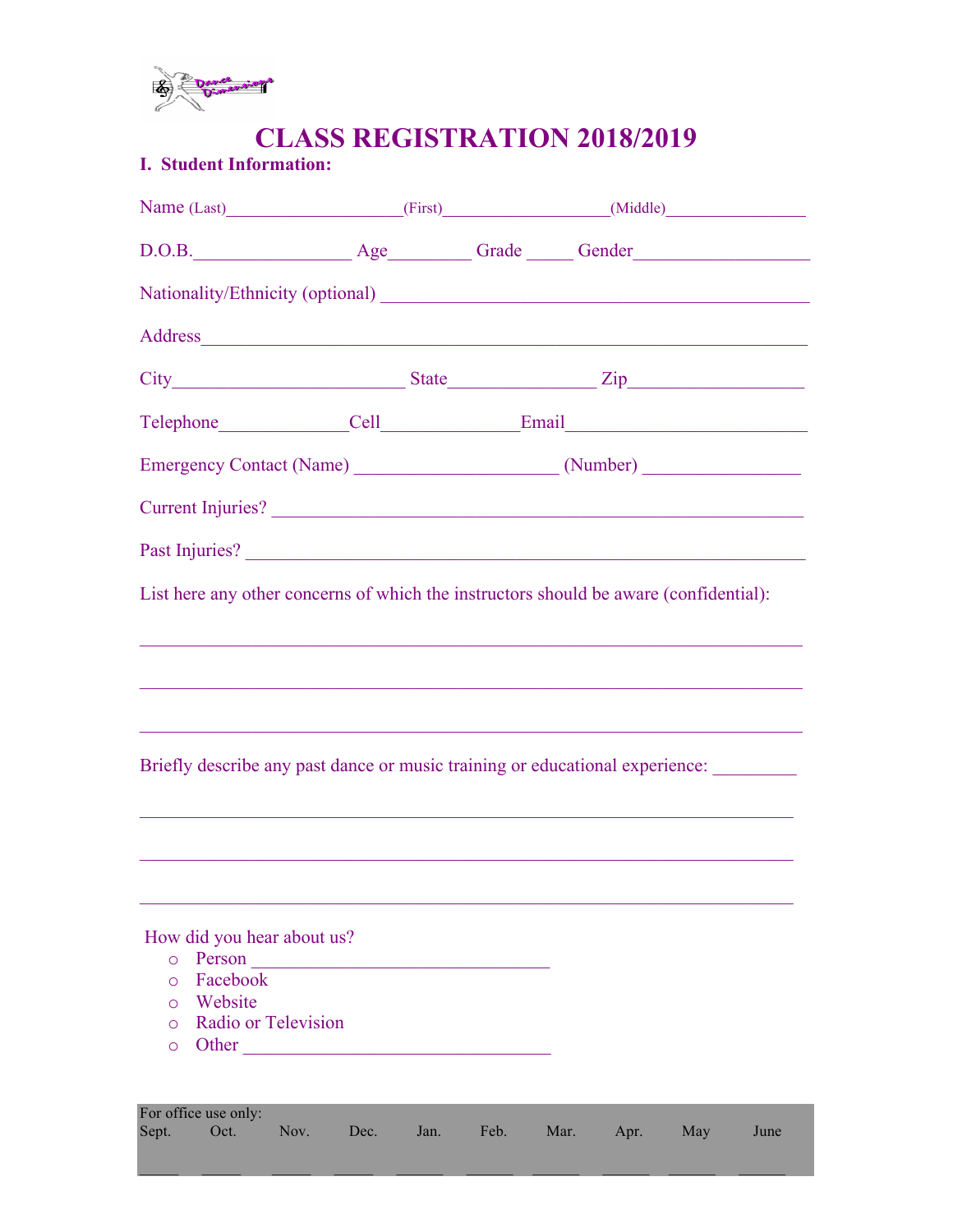# CLASS REGISTRATION 2018/2019

## I. Student Information:

Name (Last)____________________(First)___________________(Middle)________________

D.O.B.__________________ Age_________ Grade _____ Gender___________________

Nationality/Ethnicity (optional) ________________________________________________

Address____________________________________________________________________

City_________________________ State________________ Zip___________________

Telephone______________Cell_______________Email__________________________

Emergency Contact (Name) ______________________ (Number) _________________

Current Injuries? __________________________________________________________

Past Injuries? _____________________________________________________________

List here any other concerns of which the instructors should be aware (confidential):

___________________________________________________________________________

___________________________________________________________________________

___________________________________________________________________________

Briefly describe any past dance or music training or educational experience: _________

___________________________________________________________________________

___________________________________________________________________________

___________________________________________________________________________

How did you hear about us?

- Person _________________________________
- Facebook
- Website
- Radio or Television
- Other __________________________________

For office use only:

| Sept. | Oct. | Nov. | Dec. | Jan. | Feb. | Mar. | Apr. | May | June |
|---|---|---|---|---|---|---|---|---|---|
| _____ | _____ | _____ | _____ | _____ | _____ | _____ | _____ | _____ | _____ |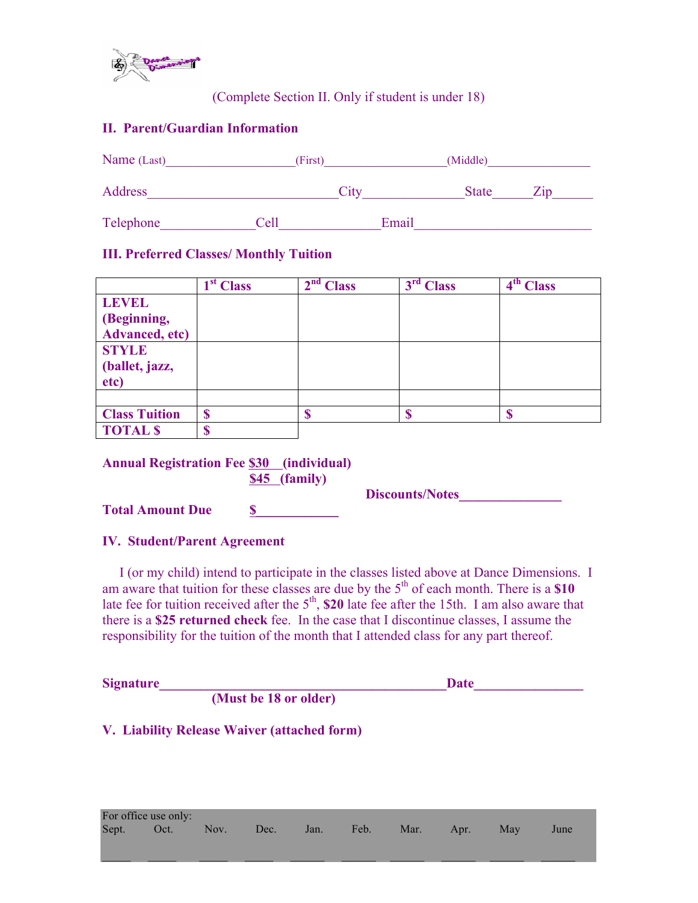(Complete Section II. Only if student is under 18)

## II. Parent/Guardian Information

Name (Last)____________________(First)___________________(Middle)________________

Address____________________________City______________State______Zip______

Telephone______________Cell_______________Email__________________________

## III. Preferred Classes/ Monthly Tuition

| | 1st Class | 2nd Class | 3rd Class | 4th Class |
|---|---|---|---|---|
| **LEVEL (Beginning, Advanced, etc)** | | | | |
| **STYLE (ballet, jazz, etc)** | | | | |
| | | | | |
| **Class Tuition** | **$** | **$** | **$** | **$** |
| **TOTAL $** | **$** | | | |

**Annual Registration Fee $30 (individual)**
**$45 (family)**

**Discounts/Notes_______________**

**Total Amount Due $____________**

## IV. Student/Parent Agreement

I (or my child) intend to participate in the classes listed above at Dance Dimensions. I am aware that tuition for these classes are due by the 5th of each month. There is a **$10** late fee for tuition received after the 5th, **$20** late fee after the 15th. I am also aware that there is a **$25 returned check** fee. In the case that I discontinue classes, I assume the responsibility for the tuition of the month that I attended class for any part thereof.

**Signature___________________________________________Date________________**
**(Must be 18 or older)**

## V. Liability Release Waiver (attached form)

For office use only:

| Sept. | Oct. | Nov. | Dec. | Jan. | Feb. | Mar. | Apr. | May | June |
|---|---|---|---|---|---|---|---|---|---|
| _____ | _____ | _____ | _____ | _____ | _____ | _____ | _____ | _____ | _____ |